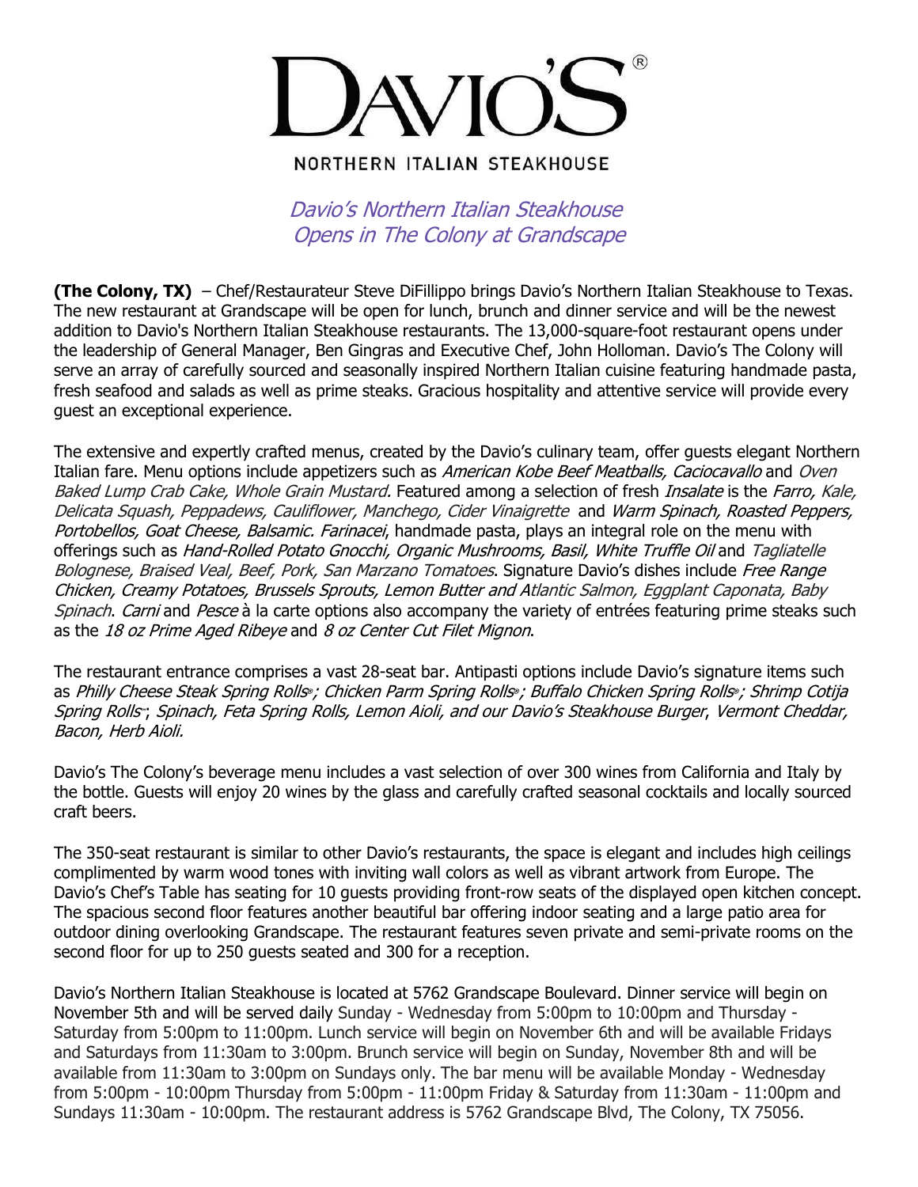# DAVIO'S®

NORTHERN ITALIAN STEAKHOUSE

## *Davio's Northern Italian Steakhouse Opens in The Colony at Grandscape*

**(The Colony, TX)** – Chef/Restaurateur Steve DiFillippo brings Davio's Northern Italian Steakhouse to Texas. The new restaurant at Grandscape will be open for lunch, brunch and dinner service and will be the newest addition to Davio's Northern Italian Steakhouse restaurants. The 13,000-square-foot restaurant opens under the leadership of General Manager, Ben Gingras and Executive Chef, John Holloman. Davio's The Colony will serve an array of carefully sourced and seasonally inspired Northern Italian cuisine featuring handmade pasta, fresh seafood and salads as well as prime steaks. Gracious hospitality and attentive service will provide every guest an exceptional experience.

The extensive and expertly crafted menus, created by the Davio's culinary team, offer guests elegant Northern Italian fare. Menu options include appetizers such as *American Kobe Beef Meatballs, Caciocavallo* and *Oven Baked Lump Crab Cake, Whole Grain Mustard.* Featured among a selection of fresh *Insalate* is the *Farro, Kale, Delicata Squash, Peppadews, Cauliflower, Manchego, Cider Vinaigrette* and *Warm Spinach, Roasted Peppers, Portobellos, Goat Cheese, Balsamic. Farinacei*, handmade pasta, plays an integral role on the menu with offerings such as *Hand-Rolled Potato Gnocchi, Organic Mushrooms, Basil, White Truffle Oil* and *Tagliatelle Bolognese, Braised Veal, Beef, Pork, San Marzano Tomatoes*. Signature Davio's dishes include *Free Range Chicken, Creamy Potatoes, Brussels Sprouts, Lemon Butter and Atlantic Salmon, Eggplant Caponata, Baby Spinach*. *Carni* and *Pesce* à la carte options also accompany the variety of entrées featuring prime steaks such as the *18 oz Prime Aged Ribeye* and *8 oz Center Cut Filet Mignon*.

The restaurant entrance comprises a vast 28-seat bar. Antipasti options include Davio's signature items such as *Philly Cheese Steak Spring Rolls®; Chicken Parm Spring Rolls®; Buffalo Chicken Spring Rolls®; Shrimp Cotija Spring Rolls™; Spinach, Feta Spring Rolls, Lemon Aioli, and our Davio's Steakhouse Burger*, *Vermont Cheddar, Bacon, Herb Aioli.*

Davio's The Colony's beverage menu includes a vast selection of over 300 wines from California and Italy by the bottle. Guests will enjoy 20 wines by the glass and carefully crafted seasonal cocktails and locally sourced craft beers.

The 350-seat restaurant is similar to other Davio's restaurants, the space is elegant and includes high ceilings complimented by warm wood tones with inviting wall colors as well as vibrant artwork from Europe. The Davio's Chef's Table has seating for 10 guests providing front-row seats of the displayed open kitchen concept. The spacious second floor features another beautiful bar offering indoor seating and a large patio area for outdoor dining overlooking Grandscape. The restaurant features seven private and semi-private rooms on the second floor for up to 250 guests seated and 300 for a reception.

Davio's Northern Italian Steakhouse is located at 5762 Grandscape Boulevard. Dinner service will begin on November 5th and will be served daily Sunday - Wednesday from 5:00pm to 10:00pm and Thursday - Saturday from 5:00pm to 11:00pm. Lunch service will begin on November 6th and will be available Fridays and Saturdays from 11:30am to 3:00pm. Brunch service will begin on Sunday, November 8th and will be available from 11:30am to 3:00pm on Sundays only. The bar menu will be available Monday - Wednesday from 5:00pm - 10:00pm Thursday from 5:00pm - 11:00pm Friday & Saturday from 11:30am - 11:00pm and Sundays 11:30am - 10:00pm. The restaurant address is 5762 Grandscape Blvd, The Colony, TX 75056.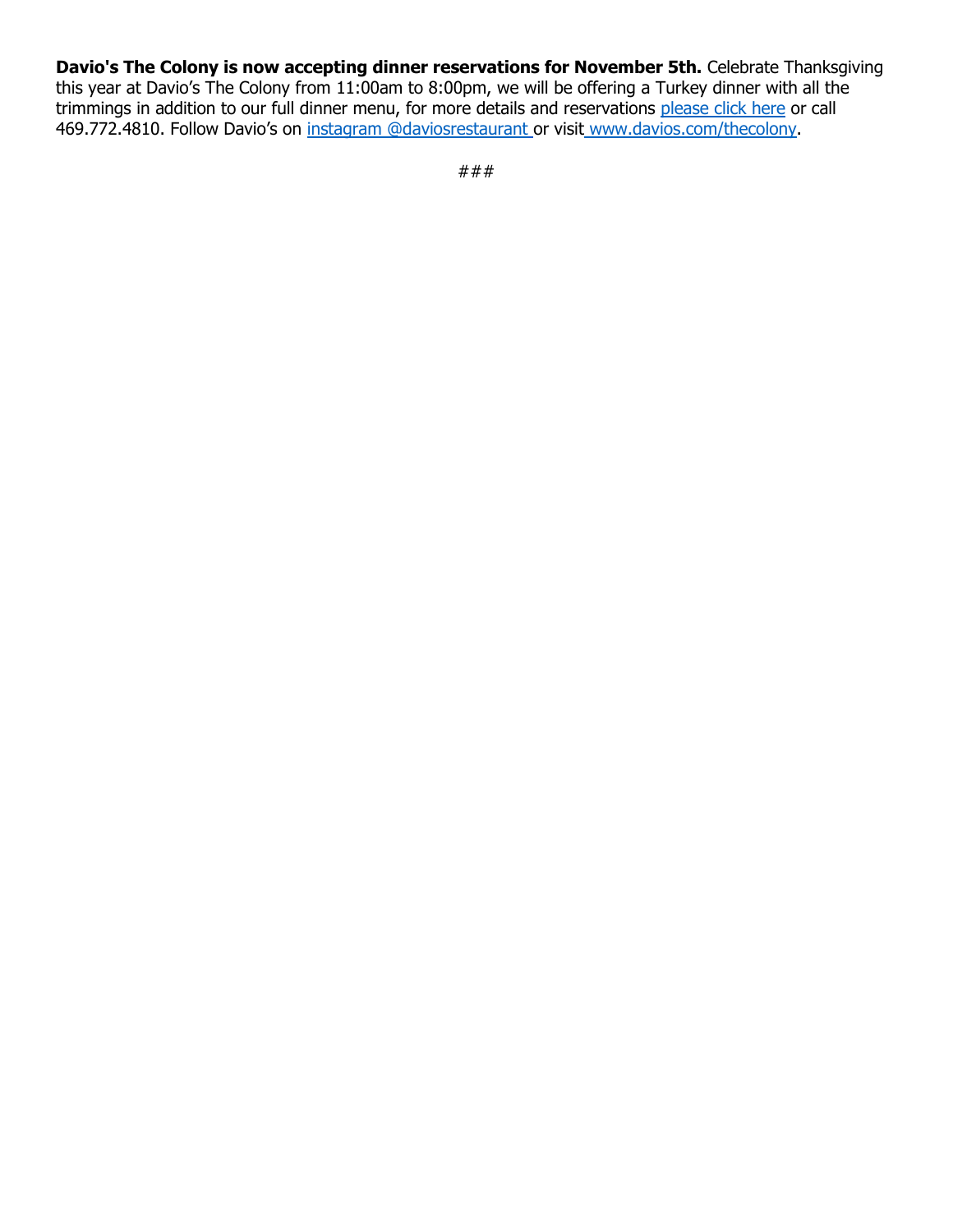**Davio's The Colony is now accepting dinner reservations for November 5th.** Celebrate Thanksgiving this year at Davio's The Colony from 11:00am to 8:00pm, we will be offering a Turkey dinner with all the trimmings in addition to our full dinner menu, for more details and reservations please click here or call 469.772.4810. Follow Davio's on instagram @daviosrestaurant or visit www.davios.com/thecolony.

###